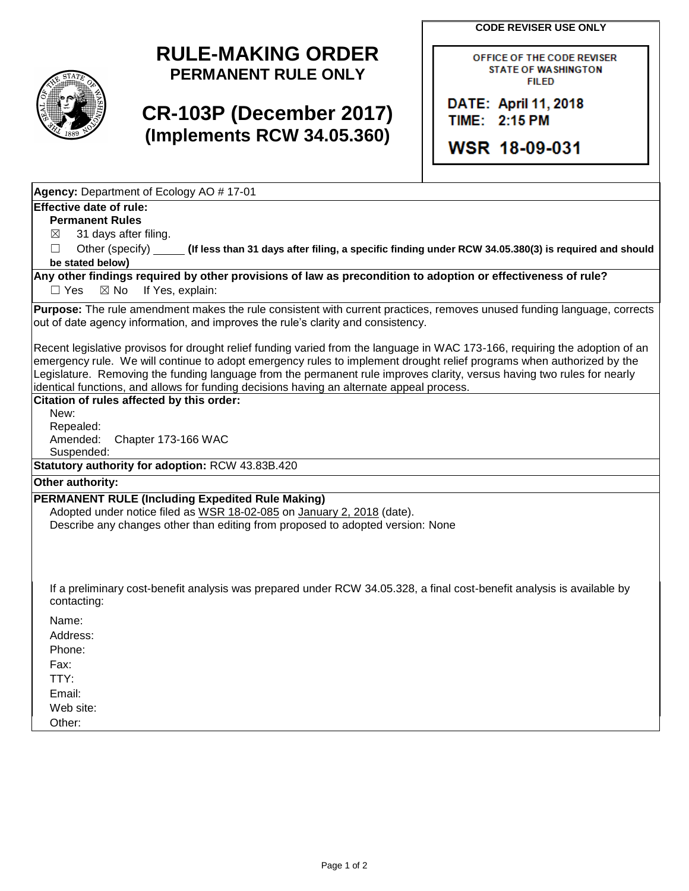# RULE-MAKING ORDER
## PERMANENT RULE ONLY

# CR-103P (December 2017)
## (Implements RCW 34.05.360)

**CODE REVISER USE ONLY**

OFFICE OF THE CODE REVISER
STATE OF WASHINGTON
FILED

DATE: April 11, 2018
TIME: 2:15 PM

WSR 18-09-031

**Agency:** Department of Ecology AO # 17-01

**Effective date of rule:**

**Permanent Rules**

☒ 31 days after filing.

☐ Other (specify) _____ **(If less than 31 days after filing, a specific finding under RCW 34.05.380(3) is required and should be stated below)**

**Any other findings required by other provisions of law as precondition to adoption or effectiveness of rule?**

☐ Yes ☒ No If Yes, explain:

**Purpose:** The rule amendment makes the rule consistent with current practices, removes unused funding language, corrects out of date agency information, and improves the rule's clarity and consistency.

Recent legislative provisos for drought relief funding varied from the language in WAC 173-166, requiring the adoption of an emergency rule. We will continue to adopt emergency rules to implement drought relief programs when authorized by the Legislature. Removing the funding language from the permanent rule improves clarity, versus having two rules for nearly identical functions, and allows for funding decisions having an alternate appeal process.

**Citation of rules affected by this order:**

New:

Repealed:

Amended: Chapter 173-166 WAC

Suspended:

**Statutory authority for adoption:** RCW 43.83B.420

**Other authority:**

**PERMANENT RULE (Including Expedited Rule Making)**

Adopted under notice filed as WSR 18-02-085 on January 2, 2018 (date).

Describe any changes other than editing from proposed to adopted version: None

If a preliminary cost-benefit analysis was prepared under RCW 34.05.328, a final cost-benefit analysis is available by contacting:

Name:

Address:

Phone:

Fax:

TTY:

Email:

Web site:

Other: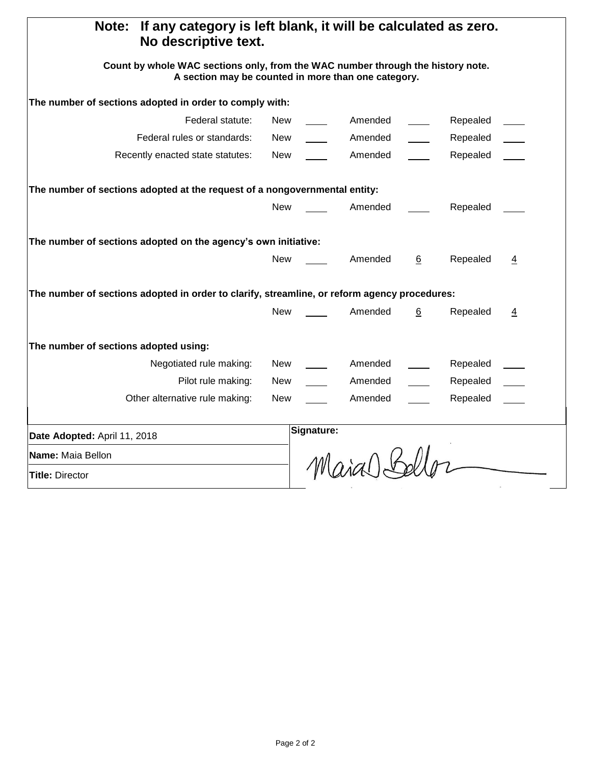**Note: If any category is left blank, it will be calculated as zero. No descriptive text.**

**Count by whole WAC sections only, from the WAC number through the history note. A section may be counted in more than one category.**

**The number of sections adopted in order to comply with:**

| | | | | | | |
|---|---|---|---|---|---|---|
| Federal statute: | New | | Amended | | Repealed | |
| Federal rules or standards: | New | | Amended | | Repealed | |
| Recently enacted state statutes: | New | | Amended | | Repealed | |

**The number of sections adopted at the request of a nongovernmental entity:**

| | | | | | |
|---|---|---|---|---|---|
| New | | Amended | | Repealed | |

**The number of sections adopted on the agency's own initiative:**

| | | | | | |
|---|---|---|---|---|---|
| New | | Amended | 6 | Repealed | 4 |

**The number of sections adopted in order to clarify, streamline, or reform agency procedures:**

| | | | | | |
|---|---|---|---|---|---|
| New | | Amended | 6 | Repealed | 4 |

**The number of sections adopted using:**

| | | | | | | |
|---|---|---|---|---|---|---|
| Negotiated rule making: | New | | Amended | | Repealed | |
| Pilot rule making: | New | | Amended | | Repealed | |
| Other alternative rule making: | New | | Amended | | Repealed | |

| | |
|---|---|
| **Date Adopted:** April 11, 2018 | **Signature:** Maia D Bellon |
| **Name:** Maia Bellon | |
| **Title:** Director | |